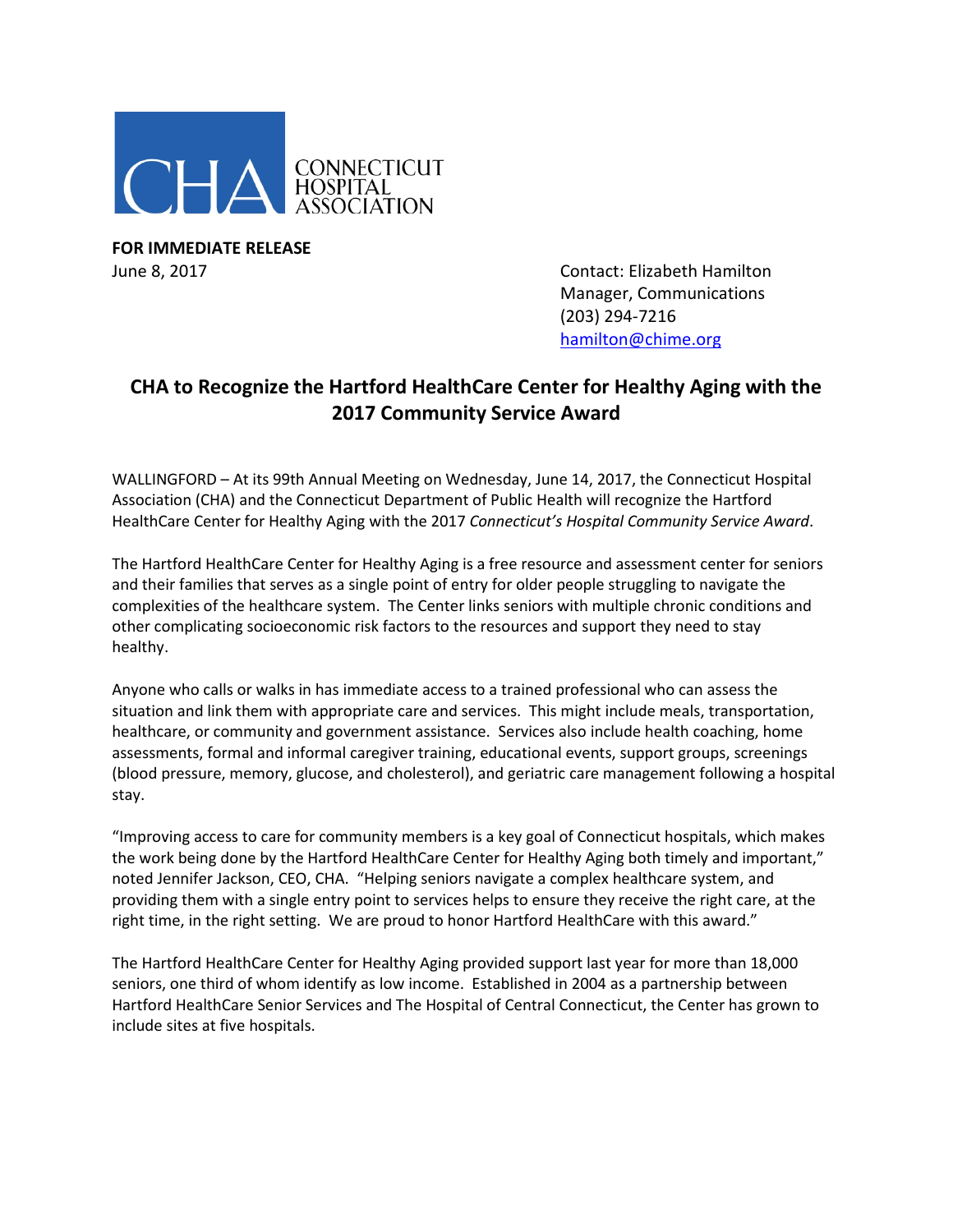CHA CONNECTICUT HOSPITAL ASSOCIATION

**FOR IMMEDIATE RELEASE**
June 8, 2017

Contact: Elizabeth Hamilton
Manager, Communications
(203) 294-7216
hamilton@chime.org

## CHA to Recognize the Hartford HealthCare Center for Healthy Aging with the 2017 Community Service Award

WALLINGFORD – At its 99th Annual Meeting on Wednesday, June 14, 2017, the Connecticut Hospital Association (CHA) and the Connecticut Department of Public Health will recognize the Hartford HealthCare Center for Healthy Aging with the 2017 *Connecticut's Hospital Community Service Award*.

The Hartford HealthCare Center for Healthy Aging is a free resource and assessment center for seniors and their families that serves as a single point of entry for older people struggling to navigate the complexities of the healthcare system. The Center links seniors with multiple chronic conditions and other complicating socioeconomic risk factors to the resources and support they need to stay healthy.

Anyone who calls or walks in has immediate access to a trained professional who can assess the situation and link them with appropriate care and services. This might include meals, transportation, healthcare, or community and government assistance. Services also include health coaching, home assessments, formal and informal caregiver training, educational events, support groups, screenings (blood pressure, memory, glucose, and cholesterol), and geriatric care management following a hospital stay.

"Improving access to care for community members is a key goal of Connecticut hospitals, which makes the work being done by the Hartford HealthCare Center for Healthy Aging both timely and important," noted Jennifer Jackson, CEO, CHA. "Helping seniors navigate a complex healthcare system, and providing them with a single entry point to services helps to ensure they receive the right care, at the right time, in the right setting. We are proud to honor Hartford HealthCare with this award."

The Hartford HealthCare Center for Healthy Aging provided support last year for more than 18,000 seniors, one third of whom identify as low income. Established in 2004 as a partnership between Hartford HealthCare Senior Services and The Hospital of Central Connecticut, the Center has grown to include sites at five hospitals.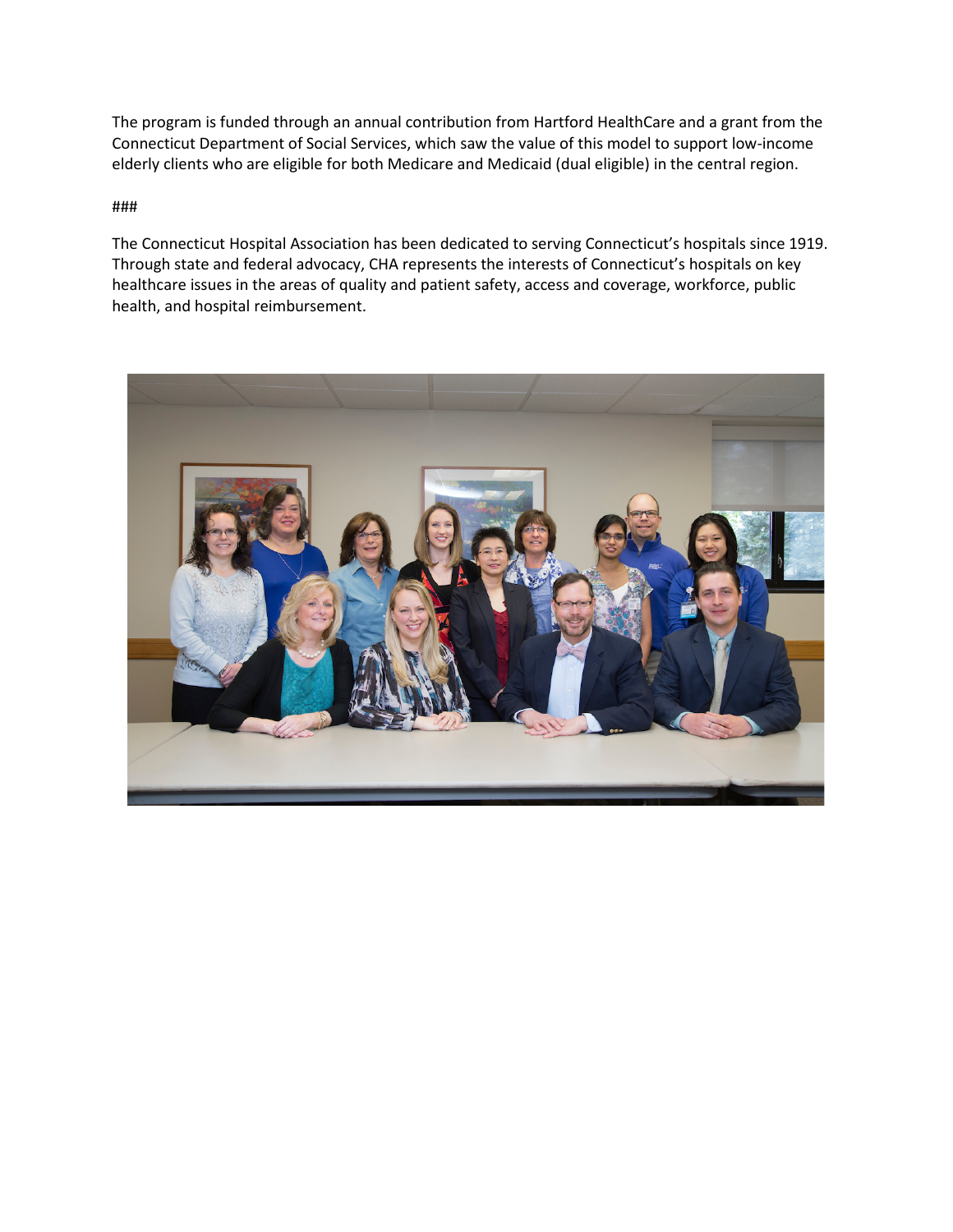The program is funded through an annual contribution from Hartford HealthCare and a grant from the Connecticut Department of Social Services, which saw the value of this model to support low-income elderly clients who are eligible for both Medicare and Medicaid (dual eligible) in the central region.

###

The Connecticut Hospital Association has been dedicated to serving Connecticut's hospitals since 1919. Through state and federal advocacy, CHA represents the interests of Connecticut's hospitals on key healthcare issues in the areas of quality and patient safety, access and coverage, workforce, public health, and hospital reimbursement.